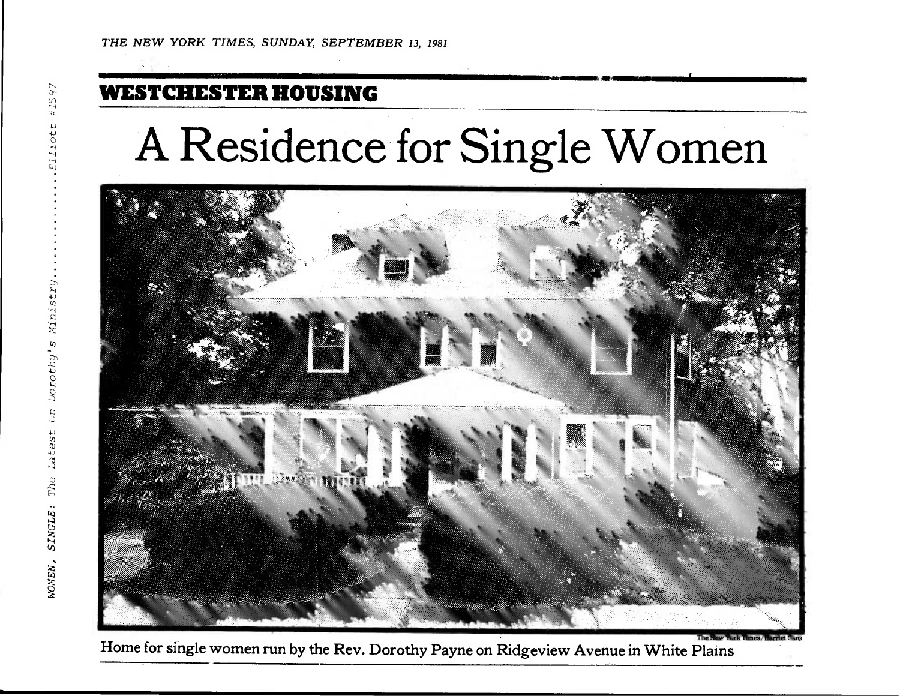THE NEW YORK TIMES, SUNDAY, SEPTEMBER 13, 1981

**WESTCHESTER HOUSING**

# A Residence for Single Women

The New York Times/Harriet Gans

Home for single women run by the Rev. Dorothy Payne on Ridgeview Avenue in White Plains

WOMEN, SINGLE: The Latest On Dorothy's Ministry..................Elliott #1597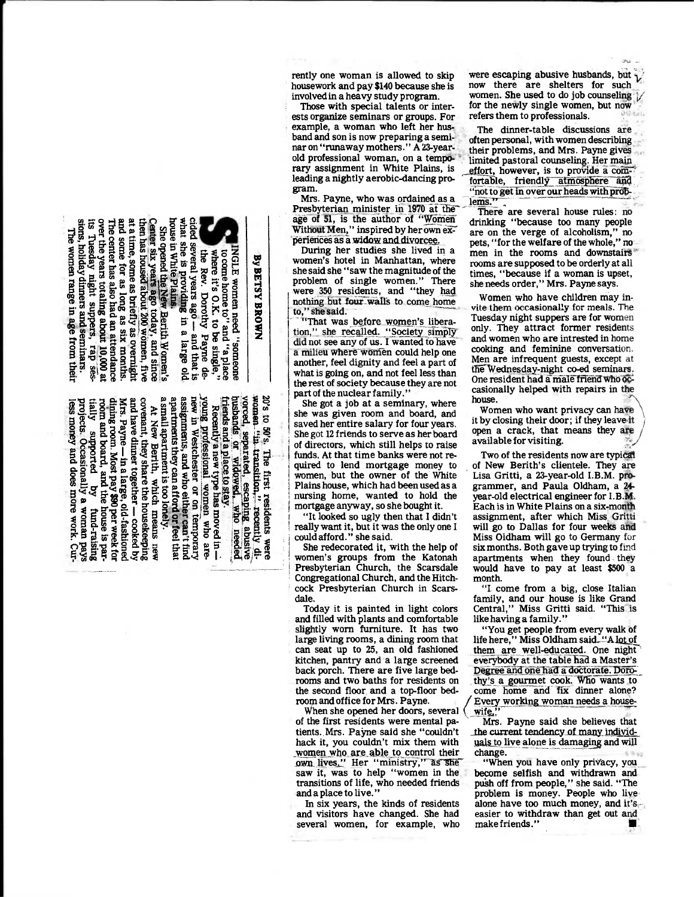By BETSY BROWN

SINGLE women need "someone to come home to" and "a place where it's O.K. to be single," the Rev. Dorothy Payne decided several years ago — and that is what she is providing in a large old house in White Plains.

She opened the New Berith Women's Center six years ago today, and since then has housed about 200 women, five at a time, some as briefly as overnight and some for as long as six months. The center has also had an attendance over the years totaling about 10,000 at its Tuesday night suppers, rap sessions, holiday dinners and seminars.

The women range in age from their 20's to 50's. The first residents were women "in transition," recently divorced, separated, escaping abusive husbands or widowed, who needed friends and a place to stay.

Recently a new type has moved in — young professional women who are new in Westchester or on temporary assignments, and who either can't find apartments they can afford or feel that a small apartment is too lonely.

At New Berith, which means new covenant, they share the housekeeping and have dinner together — cooked by Mrs. Payne — in a large, old-fashioned dining room. Most pay $90 per week for room and board, and the house is partially supported by fund-raising projects. Occasionally a woman pays less money and does more work. Currently one woman is allowed to skip housework and pay $140 because she is involved in a heavy study program.

Those with special talents or interests organize seminars or groups. For example, a woman who left her husband and son is now preparing a seminar on "runaway mothers." A 23-year-old professional woman, on a temporary assignment in White Plains, is leading a nightly aerobic-dancing program.

Mrs. Payne, who was ordained as a Presbyterian minister in 1970 at the age of 51, is the author of "Women Without Men," inspired by her own experiences as a widow and divorcee.

During her studies she lived in a women's hotel in Manhattan, where she said she "saw the magnitude of the problem of single women." There were 350 residents, and "they had nothing but four walls to come home to," she said.

"That was before women's liberation," she recalled. "Society simply did not see any of us. I wanted to have a milieu where women could help one another, feel dignity and feel a part of what is going on, and not feel less than the rest of society because they are not part of the nuclear family."

She got a job at a seminary, where she was given room and board, and saved her entire salary for four years. She got 12 friends to serve as her board of directors, which still helps to raise funds. At that time banks were not required to lend mortgage money to women, but the owner of the White Plains house, which had been used as a nursing home, wanted to hold the mortgage anyway, so she bought it.

"It looked so ugly then that I didn't really want it, but it was the only one I could afford." she said.

She redecorated it, with the help of women's groups from the Katonah Presbyterian Church, the Scarsdale Congregational Church, and the Hitchcock Presbyterian Church in Scarsdale.

Today it is painted in light colors and filled with plants and comfortable slightly worn furniture. It has two large living rooms, a dining room that can seat up to 25, an old fashioned kitchen, pantry and a large screened back porch. There are five large bedrooms and two baths for residents on the second floor and a top-floor bedroom and office for Mrs. Payne.

When she opened her doors, several of the first residents were mental patients. Mrs. Payne said she "couldn't hack it, you couldn't mix them with women who are able to control their own lives." Her "ministry," as she saw it, was to help "women in the transitions of life, who needed friends and a place to live."

In six years, the kinds of residents and visitors have changed. She had several women, for example, who were escaping abusive husbands, but now there are shelters for such women. She used to do job counseling for the newly single women, but now refers them to professionals.

The dinner-table discussions are often personal, with women describing their problems, and Mrs. Payne gives limited pastoral counseling. Her main effort, however, is to provide a comfortable, friendly atmosphere and "not to get in over our heads with problems."

There are several house rules: no drinking "because too many people are on the verge of alcoholism," no pets, "for the welfare of the whole," no men in the rooms and downstairs rooms are supposed to be orderly at all times, "because if a woman is upset, she needs order," Mrs. Payne says.

Women who have children may invite them occasionally for meals. The Tuesday night suppers are for women only. They attract former residents and women who are intersted in home cooking and feminine conversation. Men are infrequent guests, except at the Wednesday-night co-ed seminars. One resident had a male friend who occasionally helped with repairs in the house.

Women who want privacy can have it by closing their door; if they leave it open a crack, that means they are available for visiting.

Two of the residents now are typical of New Berith's clientele. They are Lisa Gritti, a 23-year-old I.B.M. programmer, and Paula Oldham, a 24-year-old electrical engineer for I.B.M. Each is in White Plains on a six-month assignment, after which Miss Gritti will go to Dallas for four weeks and Miss Oldham will go to Germany for six months. Both gave up trying to find apartments when they found they would have to pay at least $500 a month.

"I come from a big, close Italian family, and our house is like Grand Central," Miss Gritti said. "This is like having a family."

"You get people from every walk of life here," Miss Oldham said. "A lot of them are well-educated. One night everybody at the table had a Master's Degree and one had a doctorate. Dorothy's a gourmet cook. Who wants to come home and fix dinner alone? Every working woman needs a housewife."

Mrs. Payne said she believes that the current tendency of many individuals to live alone is damaging and will change.

"When you have only privacy, you become selfish and withdrawn and push off from people," she said. "The problem is money. People who live alone have too much money, and it's easier to withdraw than get out and make friends." ■